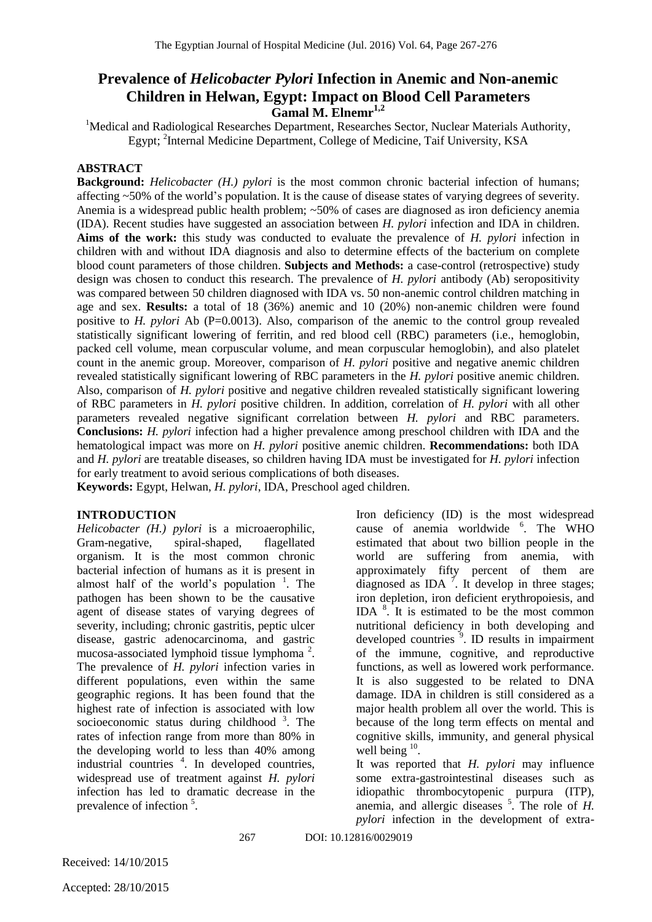# Prevalence of *Helicobacter Pylori* Infection in Anemic and Non-anemic Children in Helwan, Egypt: Impact on Blood Cell Parameters

**Gamal M. Elnemr**[1,2]

[1]Medical and Radiological Researches Department, Researches Sector, Nuclear Materials Authority, Egypt; [2]Internal Medicine Department, College of Medicine, Taif University, KSA

## ABSTRACT

**Background:** *Helicobacter (H.) pylori* is the most common chronic bacterial infection of humans; affecting ~50% of the world's population. It is the cause of disease states of varying degrees of severity. Anemia is a widespread public health problem; ~50% of cases are diagnosed as iron deficiency anemia (IDA). Recent studies have suggested an association between *H. pylori* infection and IDA in children. **Aims of the work:** this study was conducted to evaluate the prevalence of *H. pylori* infection in children with and without IDA diagnosis and also to determine effects of the bacterium on complete blood count parameters of those children. **Subjects and Methods:** a case-control (retrospective) study design was chosen to conduct this research. The prevalence of *H. pylori* antibody (Ab) seropositivity was compared between 50 children diagnosed with IDA vs. 50 non-anemic control children matching in age and sex. **Results:** a total of 18 (36%) anemic and 10 (20%) non-anemic children were found positive to *H. pylori* Ab (P=0.0013). Also, comparison of the anemic to the control group revealed statistically significant lowering of ferritin, and red blood cell (RBC) parameters (i.e., hemoglobin, packed cell volume, mean corpuscular volume, and mean corpuscular hemoglobin), and also platelet count in the anemic group. Moreover, comparison of *H. pylori* positive and negative anemic children revealed statistically significant lowering of RBC parameters in the *H. pylori* positive anemic children. Also, comparison of *H. pylori* positive and negative children revealed statistically significant lowering of RBC parameters in *H. pylori* positive children. In addition, correlation of *H. pylori* with all other parameters revealed negative significant correlation between *H. pylori* and RBC parameters. **Conclusions:** *H. pylori* infection had a higher prevalence among preschool children with IDA and the hematological impact was more on *H. pylori* positive anemic children. **Recommendations:** both IDA and *H. pylori* are treatable diseases, so children having IDA must be investigated for *H. pylori* infection for early treatment to avoid serious complications of both diseases.

**Keywords:** Egypt, Helwan, *H. pylori*, IDA, Preschool aged children.

## INTRODUCTION

*Helicobacter (H.) pylori* is a microaerophilic, Gram-negative, spiral-shaped, flagellated organism. It is the most common chronic bacterial infection of humans as it is present in almost half of the world's population [1]. The pathogen has been shown to be the causative agent of disease states of varying degrees of severity, including; chronic gastritis, peptic ulcer disease, gastric adenocarcinoma, and gastric mucosa-associated lymphoid tissue lymphoma [2]. The prevalence of *H. pylori* infection varies in different populations, even within the same geographic regions. It has been found that the highest rate of infection is associated with low socioeconomic status during childhood [3]. The rates of infection range from more than 80% in the developing world to less than 40% among industrial countries [4]. In developed countries, widespread use of treatment against *H. pylori* infection has led to dramatic decrease in the prevalence of infection [5].

Iron deficiency (ID) is the most widespread cause of anemia worldwide [6]. The WHO estimated that about two billion people in the world are suffering from anemia, with approximately fifty percent of them are diagnosed as IDA [7]. It develop in three stages; iron depletion, iron deficient erythropoiesis, and IDA [8]. It is estimated to be the most common nutritional deficiency in both developing and developed countries [9]. ID results in impairment of the immune, cognitive, and reproductive functions, as well as lowered work performance. It is also suggested to be related to DNA damage. IDA in children is still considered as a major health problem all over the world. This is because of the long term effects on mental and cognitive skills, immunity, and general physical well being [10].

It was reported that *H. pylori* may influence some extra-gastrointestinal diseases such as idiopathic thrombocytopenic purpura (ITP), anemia, and allergic diseases [5]. The role of *H. pylori* infection in the development of extra-

DOI: 10.12816/0029019

Received: 14/10/2015

Accepted: 28/10/2015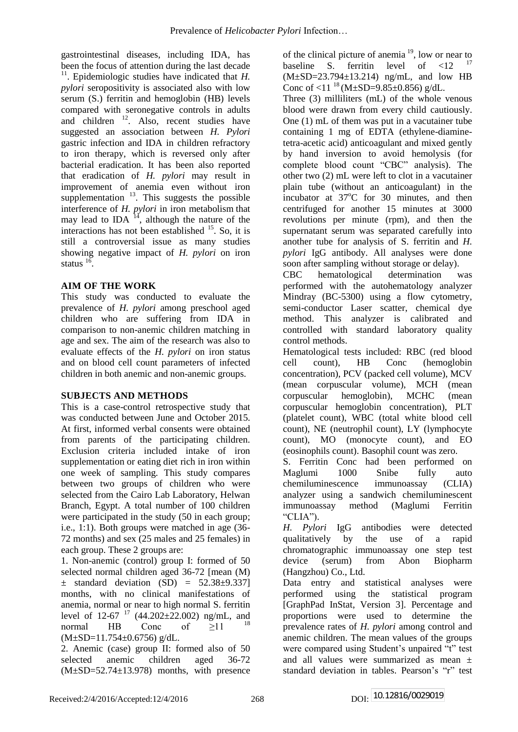gastrointestinal diseases, including IDA, has been the focus of attention during the last decade [11]. Epidemiologic studies have indicated that *H. pylori* seropositivity is associated also with low serum (S.) ferritin and hemoglobin (HB) levels compared with seronegative controls in adults and children [12]. Also, recent studies have suggested an association between *H. Pylori* gastric infection and IDA in children refractory to iron therapy, which is reversed only after bacterial eradication. It has been also reported that eradication of *H. pylori* may result in improvement of anemia even without iron supplementation [13]. This suggests the possible interference of *H. pylori* in iron metabolism that may lead to IDA [14], although the nature of the interactions has not been established [15]. So, it is still a controversial issue as many studies showing negative impact of *H. pylori* on iron status [16].

## AIM OF THE WORK

This study was conducted to evaluate the prevalence of *H. pylori* among preschool aged children who are suffering from IDA in comparison to non-anemic children matching in age and sex. The aim of the research was also to evaluate effects of the *H. pylori* on iron status and on blood cell count parameters of infected children in both anemic and non-anemic groups.

## SUBJECTS AND METHODS

This is a case-control retrospective study that was conducted between June and October 2015. At first, informed verbal consents were obtained from parents of the participating children. Exclusion criteria included intake of iron supplementation or eating diet rich in iron within one week of sampling. This study compares between two groups of children who were selected from the Cairo Lab Laboratory, Helwan Branch, Egypt. A total number of 100 children were participated in the study (50 in each group; i.e., 1:1). Both groups were matched in age (36-72 months) and sex (25 males and 25 females) in each group. These 2 groups are:

1. Non-anemic (control) group I: formed of 50 selected normal children aged 36-72 [mean (M) ± standard deviation (SD) = 52.38±9.337] months, with no clinical manifestations of anemia, normal or near to high normal S. ferritin level of 12-67 [17] (44.202±22.002) ng/mL, and normal HB Conc of ≥11 [18] (M±SD=11.754±0.6756) g/dL.
2. Anemic (case) group II: formed also of 50 selected anemic children aged 36-72 (M±SD=52.74±13.978) months, with presence of the clinical picture of anemia [19], low or near to baseline S. ferritin level of <12 [17] (M±SD=23.794±13.214) ng/mL, and low HB Conc of <11 [18] (M±SD=9.85±0.856) g/dL.

Three (3) milliliters (mL) of the whole venous blood were drawn from every child cautiously. One (1) mL of them was put in a vacutainer tube containing 1 mg of EDTA (ethylene-diamine-tetra-acetic acid) anticoagulant and mixed gently by hand inversion to avoid hemolysis (for complete blood count "CBC" analysis). The other two (2) mL were left to clot in a vacutainer plain tube (without an anticoagulant) in the incubator at 37°C for 30 minutes, and then centrifuged for another 15 minutes at 3000 revolutions per minute (rpm), and then the supernatant serum was separated carefully into another tube for analysis of S. ferritin and *H. pylori* IgG antibody. All analyses were done soon after sampling without storage or delay).

CBC hematological determination was performed with the autohematology analyzer Mindray (BC-5300) using a flow cytometry, semi-conductor Laser scatter, chemical dye method. This analyzer is calibrated and controlled with standard laboratory quality control methods.

Hematological tests included: RBC (red blood cell count), HB Conc (hemoglobin concentration), PCV (packed cell volume), MCV (mean corpuscular volume), MCH (mean corpuscular hemoglobin), MCHC (mean corpuscular hemoglobin concentration), PLT (platelet count), WBC (total white blood cell count), NE (neutrophil count), LY (lymphocyte count), MO (monocyte count), and EO (eosinophils count). Basophil count was zero.

S. Ferritin Conc had been performed on Maglumi 1000 Snibe fully auto chemiluminescence immunoassay (CLIA) analyzer using a sandwich chemiluminescent immunoassay method (Maglumi Ferritin "CLIA").

*H. Pylori* IgG antibodies were detected qualitatively by the use of a rapid chromatographic immunoassay one step test device (serum) from Abon Biopharm (Hangzhou) Co., Ltd.

Data entry and statistical analyses were performed using the statistical program [GraphPad InStat, Version 3]. Percentage and proportions were used to determine the prevalence rates of *H. pylori* among control and anemic children. The mean values of the groups were compared using Student's unpaired "t" test and all values were summarized as mean ± standard deviation in tables. Pearson's "r" test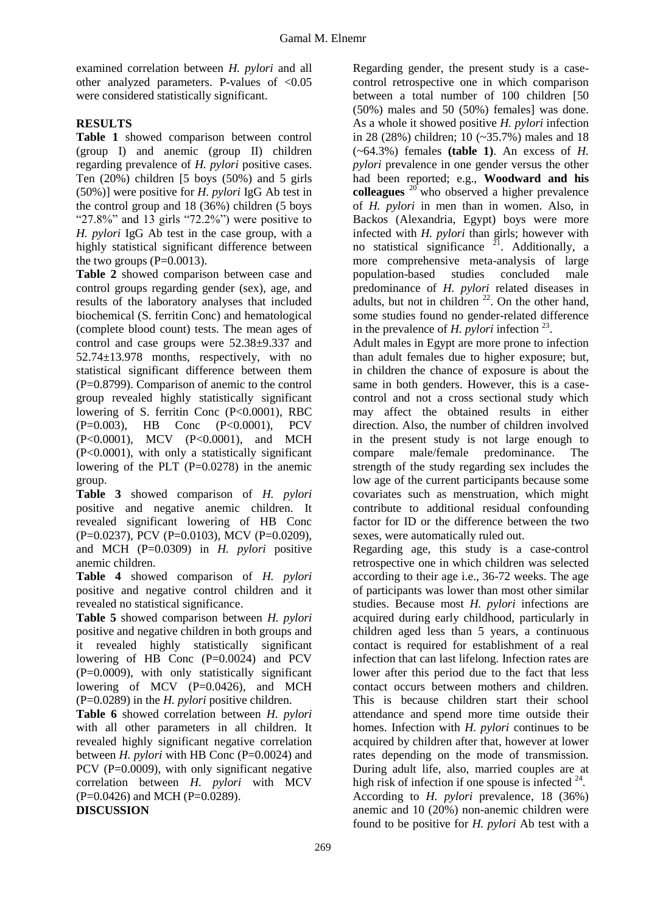examined correlation between *H. pylori* and all other analyzed parameters. P-values of <0.05 were considered statistically significant.

## RESULTS

**Table 1** showed comparison between control (group I) and anemic (group II) children regarding prevalence of *H. pylori* positive cases. Ten (20%) children [5 boys (50%) and 5 girls (50%)] were positive for *H. pylori* IgG Ab test in the control group and 18 (36%) children (5 boys "27.8%" and 13 girls "72.2%") were positive to *H. pylori* IgG Ab test in the case group, with a highly statistical significant difference between the two groups (P=0.0013).

**Table 2** showed comparison between case and control groups regarding gender (sex), age, and results of the laboratory analyses that included biochemical (S. ferritin Conc) and hematological (complete blood count) tests. The mean ages of control and case groups were 52.38±9.337 and 52.74±13.978 months, respectively, with no statistical significant difference between them (P=0.8799). Comparison of anemic to the control group revealed highly statistically significant lowering of S. ferritin Conc (P<0.0001), RBC (P=0.003), HB Conc (P<0.0001), PCV (P<0.0001), MCV (P<0.0001), and MCH (P<0.0001), with only a statistically significant lowering of the PLT (P=0.0278) in the anemic group.

**Table 3** showed comparison of *H. pylori* positive and negative anemic children. It revealed significant lowering of HB Conc (P=0.0237), PCV (P=0.0103), MCV (P=0.0209), and MCH (P=0.0309) in *H. pylori* positive anemic children.

**Table 4** showed comparison of *H. pylori* positive and negative control children and it revealed no statistical significance.

**Table 5** showed comparison between *H. pylori* positive and negative children in both groups and it revealed highly statistically significant lowering of HB Conc (P=0.0024) and PCV (P=0.0009), with only statistically significant lowering of MCV (P=0.0426), and MCH (P=0.0289) in the *H. pylori* positive children.

**Table 6** showed correlation between *H. pylori* with all other parameters in all children. It revealed highly significant negative correlation between *H. pylori* with HB Conc (P=0.0024) and PCV (P=0.0009), with only significant negative correlation between *H. pylori* with MCV (P=0.0426) and MCH (P=0.0289).

## DISCUSSION

Regarding gender, the present study is a case-control retrospective one in which comparison between a total number of 100 children [50 (50%) males and 50 (50%) females] was done. As a whole it showed positive *H. pylori* infection in 28 (28%) children; 10 (~35.7%) males and 18 (~64.3%) females **(table 1)**. An excess of *H. pylori* prevalence in one gender versus the other had been reported; e.g., **Woodward and his colleagues** [20] who observed a higher prevalence of *H. pylori* in men than in women. Also, in Backos (Alexandria, Egypt) boys were more infected with *H. pylori* than girls; however with no statistical significance [21]. Additionally, a more comprehensive meta-analysis of large population-based studies concluded male predominance of *H. pylori* related diseases in adults, but not in children [22]. On the other hand, some studies found no gender-related difference in the prevalence of *H. pylori* infection [23].

Adult males in Egypt are more prone to infection than adult females due to higher exposure; but, in children the chance of exposure is about the same in both genders. However, this is a case-control and not a cross sectional study which may affect the obtained results in either direction. Also, the number of children involved in the present study is not large enough to compare male/female predominance. The strength of the study regarding sex includes the low age of the current participants because some covariates such as menstruation, which might contribute to additional residual confounding factor for ID or the difference between the two sexes, were automatically ruled out.

Regarding age, this study is a case-control retrospective one in which children was selected according to their age i.e., 36-72 weeks. The age of participants was lower than most other similar studies. Because most *H. pylori* infections are acquired during early childhood, particularly in children aged less than 5 years, a continuous contact is required for establishment of a real infection that can last lifelong. Infection rates are lower after this period due to the fact that less contact occurs between mothers and children. This is because children start their school attendance and spend more time outside their homes. Infection with *H. pylori* continues to be acquired by children after that, however at lower rates depending on the mode of transmission. During adult life, also, married couples are at high risk of infection if one spouse is infected [24].

According to *H. pylori* prevalence, 18 (36%) anemic and 10 (20%) non-anemic children were found to be positive for *H. pylori* Ab test with a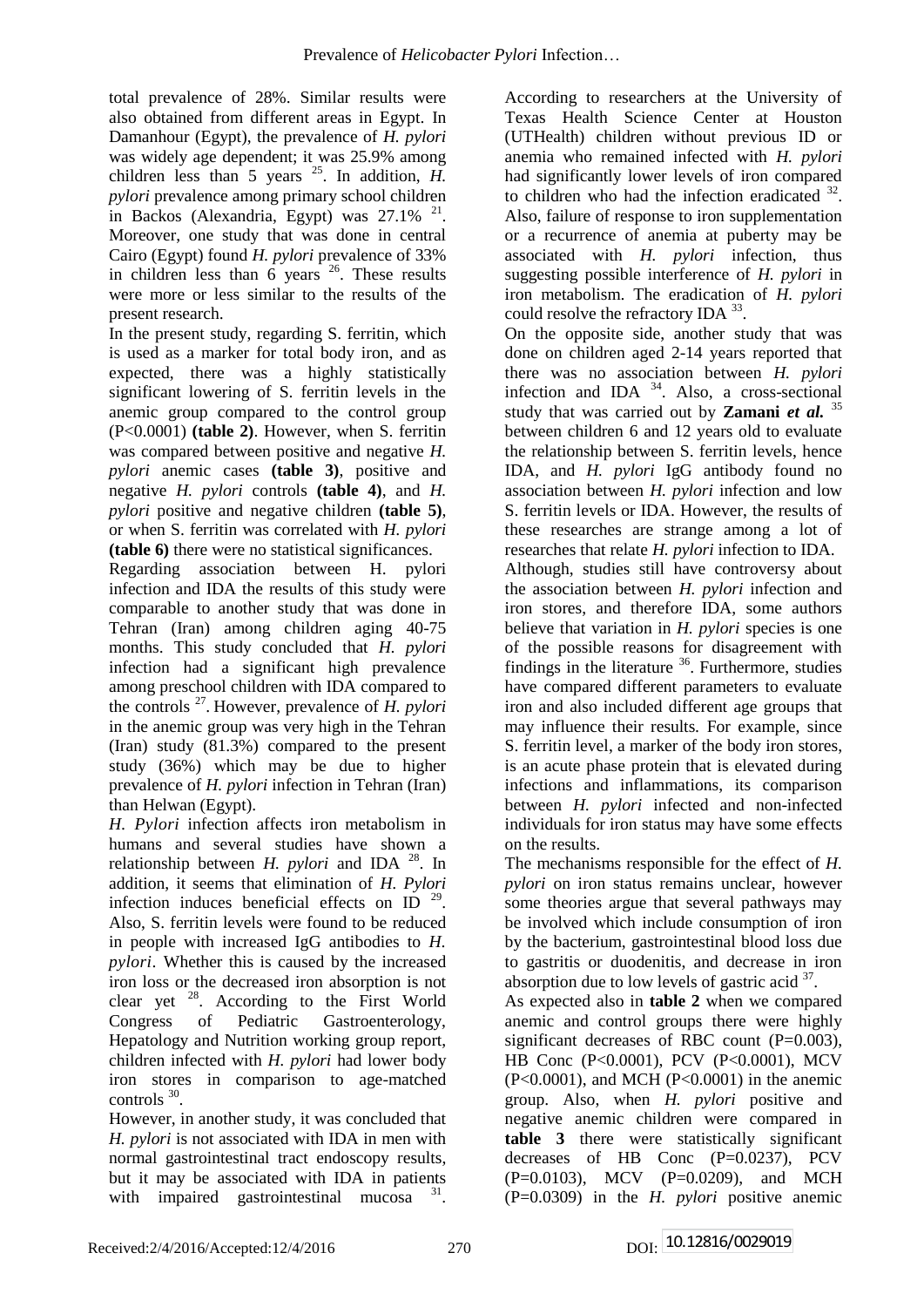total prevalence of 28%. Similar results were also obtained from different areas in Egypt. In Damanhour (Egypt), the prevalence of *H. pylori* was widely age dependent; it was 25.9% among children less than 5 years [25]. In addition, *H. pylori* prevalence among primary school children in Backos (Alexandria, Egypt) was 27.1% [21]. Moreover, one study that was done in central Cairo (Egypt) found *H. pylori* prevalence of 33% in children less than 6 years [26]. These results were more or less similar to the results of the present research.

In the present study, regarding S. ferritin, which is used as a marker for total body iron, and as expected, there was a highly statistically significant lowering of S. ferritin levels in the anemic group compared to the control group (P<0.0001) **(table 2)**. However, when S. ferritin was compared between positive and negative *H. pylori* anemic cases **(table 3)**, positive and negative *H. pylori* controls **(table 4)**, and *H. pylori* positive and negative children **(table 5)**, or when S. ferritin was correlated with *H. pylori* **(table 6)** there were no statistical significances.

Regarding association between H. pylori infection and IDA the results of this study were comparable to another study that was done in Tehran (Iran) among children aging 40-75 months. This study concluded that *H. pylori* infection had a significant high prevalence among preschool children with IDA compared to the controls [27]. However, prevalence of *H. pylori* in the anemic group was very high in the Tehran (Iran) study (81.3%) compared to the present study (36%) which may be due to higher prevalence of *H. pylori* infection in Tehran (Iran) than Helwan (Egypt).

*H. Pylori* infection affects iron metabolism in humans and several studies have shown a relationship between *H. pylori* and IDA [28]. In addition, it seems that elimination of *H. Pylori* infection induces beneficial effects on ID [29]. Also, S. ferritin levels were found to be reduced in people with increased IgG antibodies to *H. pylori*. Whether this is caused by the increased iron loss or the decreased iron absorption is not clear yet [28]. According to the First World Congress of Pediatric Gastroenterology, Hepatology and Nutrition working group report, children infected with *H. pylori* had lower body iron stores in comparison to age-matched controls [30].

However, in another study, it was concluded that *H. pylori* is not associated with IDA in men with normal gastrointestinal tract endoscopy results, but it may be associated with IDA in patients with impaired gastrointestinal mucosa [31]. According to researchers at the University of Texas Health Science Center at Houston (UTHealth) children without previous ID or anemia who remained infected with *H. pylori* had significantly lower levels of iron compared to children who had the infection eradicated [32]. Also, failure of response to iron supplementation or a recurrence of anemia at puberty may be associated with *H. pylori* infection, thus suggesting possible interference of *H. pylori* in iron metabolism. The eradication of *H. pylori* could resolve the refractory IDA [33].

On the opposite side, another study that was done on children aged 2-14 years reported that there was no association between *H. pylori* infection and IDA [34]. Also, a cross-sectional study that was carried out by **Zamani *et al.*** [35] between children 6 and 12 years old to evaluate the relationship between S. ferritin levels, hence IDA, and *H. pylori* IgG antibody found no association between *H. pylori* infection and low S. ferritin levels or IDA. However, the results of these researches are strange among a lot of researches that relate *H. pylori* infection to IDA.

Although, studies still have controversy about the association between *H. pylori* infection and iron stores, and therefore IDA, some authors believe that variation in *H. pylori* species is one of the possible reasons for disagreement with findings in the literature [36]. Furthermore, studies have compared different parameters to evaluate iron and also included different age groups that may influence their results. For example, since S. ferritin level, a marker of the body iron stores, is an acute phase protein that is elevated during infections and inflammations, its comparison between *H. pylori* infected and non-infected individuals for iron status may have some effects on the results.

The mechanisms responsible for the effect of *H. pylori* on iron status remains unclear, however some theories argue that several pathways may be involved which include consumption of iron by the bacterium, gastrointestinal blood loss due to gastritis or duodenitis, and decrease in iron absorption due to low levels of gastric acid [37].

As expected also in **table 2** when we compared anemic and control groups there were highly significant decreases of RBC count (P=0.003), HB Conc (P<0.0001), PCV (P<0.0001), MCV (P<0.0001), and MCH (P<0.0001) in the anemic group. Also, when *H. pylori* positive and negative anemic children were compared in **table 3** there were statistically significant decreases of HB Conc (P=0.0237), PCV (P=0.0103), MCV (P=0.0209), and MCH (P=0.0309) in the *H. pylori* positive anemic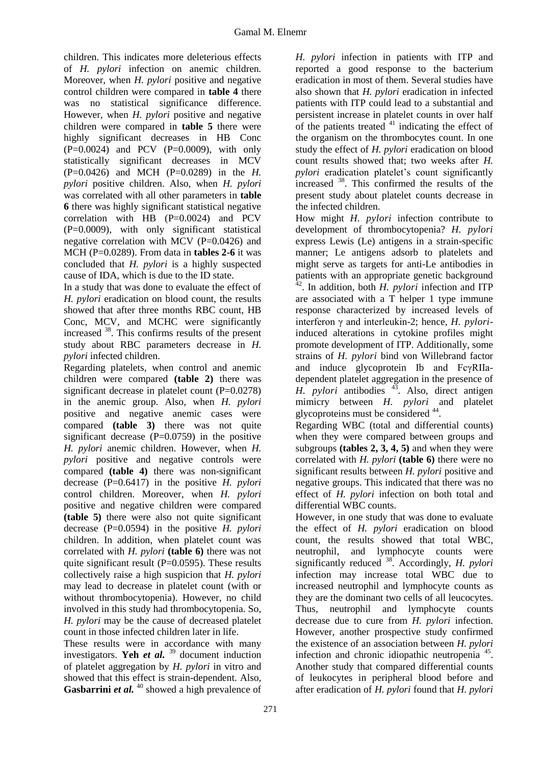children. This indicates more deleterious effects of *H. pylori* infection on anemic children. Moreover, when *H. pylori* positive and negative control children were compared in **table 4** there was no statistical significance difference. However, when *H. pylori* positive and negative children were compared in **table 5** there were highly significant decreases in HB Conc (P=0.0024) and PCV (P=0.0009), with only statistically significant decreases in MCV (P=0.0426) and MCH (P=0.0289) in the *H. pylori* positive children. Also, when *H. pylori* was correlated with all other parameters in **table 6** there was highly significant statistical negative correlation with HB (P=0.0024) and PCV (P=0.0009), with only significant statistical negative correlation with MCV (P=0.0426) and MCH (P=0.0289). From data in **tables 2-6** it was concluded that *H. pylori* is a highly suspected cause of IDA, which is due to the ID state.

In a study that was done to evaluate the effect of *H. pylori* eradication on blood count, the results showed that after three months RBC count, HB Conc, MCV, and MCHC were significantly increased [38]. This confirms results of the present study about RBC parameters decrease in *H. pylori* infected children.

Regarding platelets, when control and anemic children were compared **(table 2)** there was significant decrease in platelet count (P=0.0278) in the anemic group. Also, when *H. pylori* positive and negative anemic cases were compared **(table 3)** there was not quite significant decrease (P=0.0759) in the positive *H. pylori* anemic children. However, when *H. pylori* positive and negative controls were compared **(table 4)** there was non-significant decrease (P=0.6417) in the positive *H. pylori* control children. Moreover, when *H. pylori* positive and negative children were compared **(table 5)** there were also not quite significant decrease (P=0.0594) in the positive *H. pylori* children. In addition, when platelet count was correlated with *H. pylori* **(table 6)** there was not quite significant result (P=0.0595). These results collectively raise a high suspicion that *H. pylori* may lead to decrease in platelet count (with or without thrombocytopenia). However, no child involved in this study had thrombocytopenia. So, *H. pylori* may be the cause of decreased platelet count in those infected children later in life.

These results were in accordance with many investigators. **Yeh *et al.*** [39] document induction of platelet aggregation by *H. pylori* in vitro and showed that this effect is strain-dependent. Also, **Gasbarrini *et al.*** [40] showed a high prevalence of *H. pylori* infection in patients with ITP and reported a good response to the bacterium eradication in most of them. Several studies have also shown that *H. pylori* eradication in infected patients with ITP could lead to a substantial and persistent increase in platelet counts in over half of the patients treated [41] indicating the effect of the organism on the thrombocytes count. In one study the effect of *H. pylori* eradication on blood count results showed that; two weeks after *H. pylori* eradication platelet's count significantly increased [38]. This confirmed the results of the present study about platelet counts decrease in the infected children.

How might *H. pylori* infection contribute to development of thrombocytopenia? *H. pylori* express Lewis (Le) antigens in a strain-specific manner; Le antigens adsorb to platelets and might serve as targets for anti-Le antibodies in patients with an appropriate genetic background [42]. In addition, both *H. pylori* infection and ITP are associated with a T helper 1 type immune response characterized by increased levels of interferon γ and interleukin-2; hence, *H. pylori*-induced alterations in cytokine profiles might promote development of ITP. Additionally, some strains of *H. pylori* bind von Willebrand factor and induce glycoprotein Ib and FcγRIIa-dependent platelet aggregation in the presence of *H. pylori* antibodies [43]. Also, direct antigen mimicry between *H. pylori* and platelet glycoproteins must be considered [44].

Regarding WBC (total and differential counts) when they were compared between groups and subgroups **(tables 2, 3, 4, 5)** and when they were correlated with *H. pylori* **(table 6)** there were no significant results between *H. pylori* positive and negative groups. This indicated that there was no effect of *H. pylori* infection on both total and differential WBC counts.

However, in one study that was done to evaluate the effect of *H. pylori* eradication on blood count, the results showed that total WBC, neutrophil, and lymphocyte counts were significantly reduced [38]. Accordingly, *H. pylori* infection may increase total WBC due to increased neutrophil and lymphocyte counts as they are the dominant two cells of all leucocytes. Thus, neutrophil and lymphocyte counts decrease due to cure from *H. pylori* infection. However, another prospective study confirmed the existence of an association between *H. pylori* infection and chronic idiopathic neutropenia [45]. Another study that compared differential counts of leukocytes in peripheral blood before and after eradication of *H. pylori* found that *H. pylori*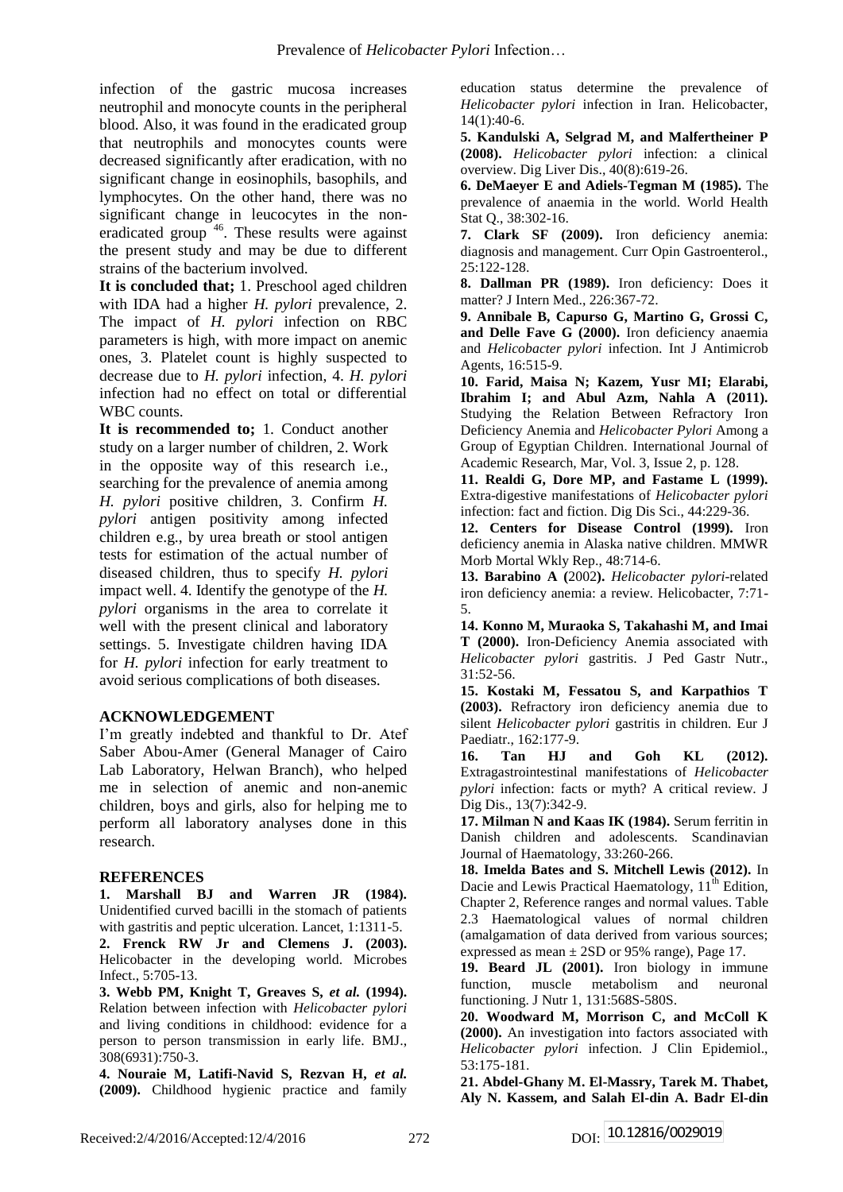infection of the gastric mucosa increases neutrophil and monocyte counts in the peripheral blood. Also, it was found in the eradicated group that neutrophils and monocytes counts were decreased significantly after eradication, with no significant change in eosinophils, basophils, and lymphocytes. On the other hand, there was no significant change in leucocytes in the non-eradicated group [46]. These results were against the present study and may be due to different strains of the bacterium involved.

**It is concluded that;** 1. Preschool aged children with IDA had a higher *H. pylori* prevalence, 2. The impact of *H. pylori* infection on RBC parameters is high, with more impact on anemic ones, 3. Platelet count is highly suspected to decrease due to *H. pylori* infection, 4. *H. pylori* infection had no effect on total or differential WBC counts.

**It is recommended to;** 1. Conduct another study on a larger number of children, 2. Work in the opposite way of this research i.e., searching for the prevalence of anemia among *H. pylori* positive children, 3. Confirm *H. pylori* antigen positivity among infected children e.g., by urea breath or stool antigen tests for estimation of the actual number of diseased children, thus to specify *H. pylori* impact well. 4. Identify the genotype of the *H. pylori* organisms in the area to correlate it well with the present clinical and laboratory settings. 5. Investigate children having IDA for *H. pylori* infection for early treatment to avoid serious complications of both diseases.

## ACKNOWLEDGEMENT

I'm greatly indebted and thankful to Dr. Atef Saber Abou-Amer (General Manager of Cairo Lab Laboratory, Helwan Branch), who helped me in selection of anemic and non-anemic children, boys and girls, also for helping me to perform all laboratory analyses done in this research.

## REFERENCES

**1. Marshall BJ and Warren JR (1984).** Unidentified curved bacilli in the stomach of patients with gastritis and peptic ulceration. Lancet, 1:1311-5.

**2. Frenck RW Jr and Clemens J. (2003).** Helicobacter in the developing world. Microbes Infect., 5:705-13.

**3. Webb PM, Knight T, Greaves S, *et al.* (1994).** Relation between infection with *Helicobacter pylori* and living conditions in childhood: evidence for a person to person transmission in early life. BMJ., 308(6931):750-3.

**4. Nouraie M, Latifi-Navid S, Rezvan H, *et al.* (2009).** Childhood hygienic practice and family education status determine the prevalence of *Helicobacter pylori* infection in Iran. Helicobacter, 14(1):40-6.

**5. Kandulski A, Selgrad M, and Malfertheiner P (2008).** *Helicobacter pylori* infection: a clinical overview. Dig Liver Dis., 40(8):619-26.

**6. DeMaeyer E and Adiels-Tegman M (1985).** The prevalence of anaemia in the world. World Health Stat Q., 38:302-16.

**7. Clark SF (2009).** Iron deficiency anemia: diagnosis and management. Curr Opin Gastroenterol., 25:122-128.

**8. Dallman PR (1989).** Iron deficiency: Does it matter? J Intern Med., 226:367-72.

**9. Annibale B, Capurso G, Martino G, Grossi C, and Delle Fave G (2000).** Iron deficiency anaemia and *Helicobacter pylori* infection. Int J Antimicrob Agents, 16:515-9.

**10. Farid, Maisa N; Kazem, Yusr MI; Elarabi, Ibrahim I; and Abul Azm, Nahla A (2011).** Studying the Relation Between Refractory Iron Deficiency Anemia and *Helicobacter Pylori* Among a Group of Egyptian Children. International Journal of Academic Research, Mar, Vol. 3, Issue 2, p. 128.

**11. Realdi G, Dore MP, and Fastame L (1999).** Extra-digestive manifestations of *Helicobacter pylori* infection: fact and fiction. Dig Dis Sci., 44:229-36.

**12. Centers for Disease Control (1999).** Iron deficiency anemia in Alaska native children. MMWR Morb Mortal Wkly Rep., 48:714-6.

**13. Barabino A (**2002**).** *Helicobacter pylori*-related iron deficiency anemia: a review. Helicobacter, 7:71-5.

**14. Konno M, Muraoka S, Takahashi M, and Imai T (2000).** Iron-Deficiency Anemia associated with *Helicobacter pylori* gastritis. J Ped Gastr Nutr., 31:52-56.

**15. Kostaki M, Fessatou S, and Karpathios T (2003).** Refractory iron deficiency anemia due to silent *Helicobacter pylori* gastritis in children. Eur J Paediatr., 162:177-9.

**16. Tan HJ and Goh KL (2012).** Extragastrointestinal manifestations of *Helicobacter pylori* infection: facts or myth? A critical review. J Dig Dis., 13(7):342-9.

**17. Milman N and Kaas IK (1984).** Serum ferritin in Danish children and adolescents. Scandinavian Journal of Haematology, 33:260-266.

**18. Imelda Bates and S. Mitchell Lewis (2012).** In Dacie and Lewis Practical Haematology, 11th Edition, Chapter 2, Reference ranges and normal values. Table 2.3 Haematological values of normal children (amalgamation of data derived from various sources; expressed as mean ± 2SD or 95% range), Page 17.

**19. Beard JL (2001).** Iron biology in immune function, muscle metabolism and neuronal functioning. J Nutr 1, 131:568S-580S.

**20. Woodward M, Morrison C, and McColl K (2000).** An investigation into factors associated with *Helicobacter pylori* infection. J Clin Epidemiol., 53:175-181.

**21. Abdel-Ghany M. El-Massry, Tarek M. Thabet, Aly N. Kassem, and Salah El-din A. Badr El-din**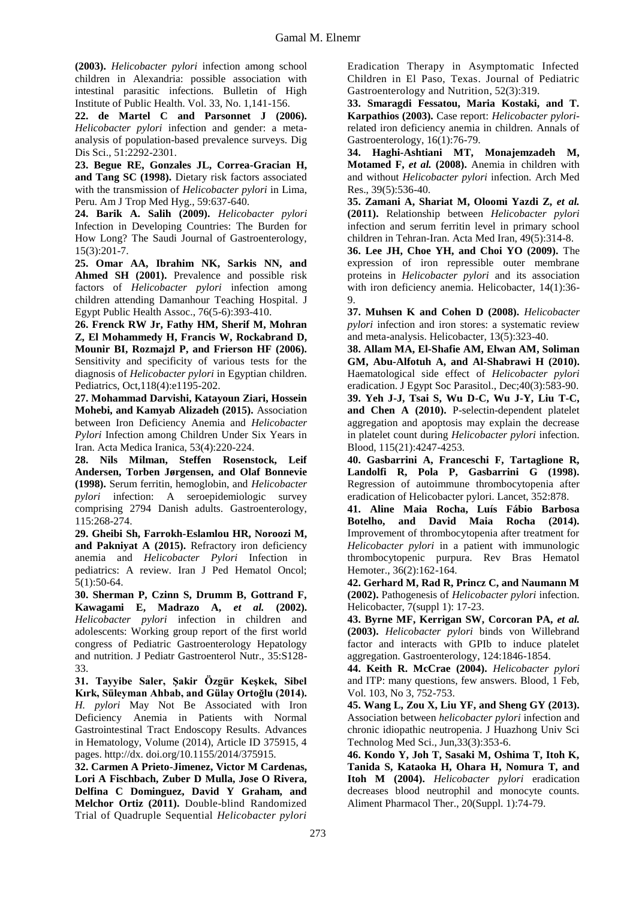**(2003).** *Helicobacter pylori* infection among school children in Alexandria: possible association with intestinal parasitic infections. Bulletin of High Institute of Public Health. Vol. 33, No. 1,141-156.

**22. de Martel C and Parsonnet J (2006).** *Helicobacter pylori* infection and gender: a meta-analysis of population-based prevalence surveys. Dig Dis Sci., 51:2292-2301.

**23. Begue RE, Gonzales JL, Correa-Gracian H, and Tang SC (1998).** Dietary risk factors associated with the transmission of *Helicobacter pylori* in Lima, Peru. Am J Trop Med Hyg., 59:637-640.

**24. Barik A. Salih (2009).** *Helicobacter pylori* Infection in Developing Countries: The Burden for How Long? The Saudi Journal of Gastroenterology, 15(3):201-7.

**25. Omar AA, Ibrahim NK, Sarkis NN, and Ahmed SH (2001).** Prevalence and possible risk factors of *Helicobacter pylori* infection among children attending Damanhour Teaching Hospital. J Egypt Public Health Assoc., 76(5-6):393-410.

**26. Frenck RW Jr, Fathy HM, Sherif M, Mohran Z, El Mohammedy H, Francis W, Rockabrand D, Mounir BI, Rozmajzl P, and Frierson HF (2006).** Sensitivity and specificity of various tests for the diagnosis of *Helicobacter pylori* in Egyptian children. Pediatrics, Oct,118(4):e1195-202.

**27. Mohammad Darvishi, Katayoun Ziari, Hossein Mohebi, and Kamyab Alizadeh (2015).** Association between Iron Deficiency Anemia and *Helicobacter Pylori* Infection among Children Under Six Years in Iran. Acta Medica Iranica, 53(4):220-224.

**28. Nils Milman, Steffen Rosenstock, Leif Andersen, Torben Jørgensen, and Olaf Bonnevie (1998).** Serum ferritin, hemoglobin, and *Helicobacter pylori* infection: A seroepidemiologic survey comprising 2794 Danish adults. Gastroenterology, 115:268-274.

**29. Gheibi Sh, Farrokh-Eslamlou HR, Noroozi M, and Pakniyat A (2015).** Refractory iron deficiency anemia and *Helicobacter Pylori* Infection in pediatrics: A review. Iran J Ped Hematol Oncol; 5(1):50-64.

**30. Sherman P, Czinn S, Drumm B, Gottrand F, Kawagami E, Madrazo A, *et al.* (2002).** *Helicobacter pylori* infection in children and adolescents: Working group report of the first world congress of Pediatric Gastroenterology Hepatology and nutrition. J Pediatr Gastroenterol Nutr., 35:S128-33.

**31. Tayyibe Saler, Şakir Özgür Keşkek, Sibel Kırk, Süleyman Ahbab, and Gülay Ortoğlu (2014).** *H. pylori* May Not Be Associated with Iron Deficiency Anemia in Patients with Normal Gastrointestinal Tract Endoscopy Results. Advances in Hematology, Volume (2014), Article ID 375915, 4 pages. http://dx. doi.org/10.1155/2014/375915.

**32. Carmen A Prieto-Jimenez, Victor M Cardenas, Lori A Fischbach, Zuber D Mulla, Jose O Rivera, Delfina C Dominguez, David Y Graham, and Melchor Ortiz (2011).** Double-blind Randomized Trial of Quadruple Sequential *Helicobacter pylori* Eradication Therapy in Asymptomatic Infected Children in El Paso, Texas. Journal of Pediatric Gastroenterology and Nutrition, 52(3):319.

**33. Smaragdi Fessatou, Maria Kostaki, and T. Karpathios (2003).** Case report: *Helicobacter pylori*-related iron deficiency anemia in children. Annals of Gastroenterology, 16(1):76-79.

**34. Haghi-Ashtiani MT, Monajemzadeh M, Motamed F, *et al.* (2008).** Anemia in children with and without *Helicobacter pylori* infection. Arch Med Res., 39(5):536-40.

**35. Zamani A, Shariat M, Oloomi Yazdi Z, *et al.* (2011).** Relationship between *Helicobacter pylori* infection and serum ferritin level in primary school children in Tehran-Iran. Acta Med Iran, 49(5):314-8.

**36. Lee JH, Choe YH, and Choi YO (2009).** The expression of iron repressible outer membrane proteins in *Helicobacter pylori* and its association with iron deficiency anemia. Helicobacter, 14(1):36-9.

**37. Muhsen K and Cohen D (2008).** *Helicobacter pylori* infection and iron stores: a systematic review and meta-analysis. Helicobacter, 13(5):323-40.

**38. Allam MA, El-Shafie AM, Elwan AM, Soliman GM, Abu-Alfotuh A, and Al-Shabrawi H (2010).** Haematological side effect of *Helicobacter pylori* eradication. J Egypt Soc Parasitol., Dec;40(3):583-90.

**39. Yeh J-J, Tsai S, Wu D-C, Wu J-Y, Liu T-C, and Chen A (2010).** P-selectin-dependent platelet aggregation and apoptosis may explain the decrease in platelet count during *Helicobacter pylori* infection. Blood, 115(21):4247-4253.

**40. Gasbarrini A, Franceschi F, Tartaglione R, Landolfi R, Pola P, Gasbarrini G (1998).** Regression of autoimmune thrombocytopenia after eradication of Helicobacter pylori. Lancet, 352:878.

**41. Aline Maia Rocha, Luís Fábio Barbosa Botelho, and David Maia Rocha (2014).** Improvement of thrombocytopenia after treatment for *Helicobacter pylori* in a patient with immunologic thrombocytopenic purpura. Rev Bras Hematol Hemoter., 36(2):162-164.

**42. Gerhard M, Rad R, Princz C, and Naumann M (2002).** Pathogenesis of *Helicobacter pylori* infection. Helicobacter, 7(suppl 1): 17-23.

**43. Byrne MF, Kerrigan SW, Corcoran PA, *et al.* (2003).** *Helicobacter pylori* binds von Willebrand factor and interacts with GPIb to induce platelet aggregation. Gastroenterology, 124:1846-1854.

**44. Keith R. McCrae (2004).** *Helicobacter pylori* and ITP: many questions, few answers. Blood, 1 Feb, Vol. 103, No 3, 752-753.

**45. Wang L, Zou X, Liu YF, and Sheng GY (2013).** Association between *helicobacter pylori* infection and chronic idiopathic neutropenia. J Huazhong Univ Sci Technolog Med Sci., Jun,33(3):353-6.

**46. Kondo Y, Joh T, Sasaki M, Oshima T, Itoh K, Tanida S, Kataoka H, Ohara H, Nomura T, and Itoh M (2004).** *Helicobacter pylori* eradication decreases blood neutrophil and monocyte counts. Aliment Pharmacol Ther., 20(Suppl. 1):74-79.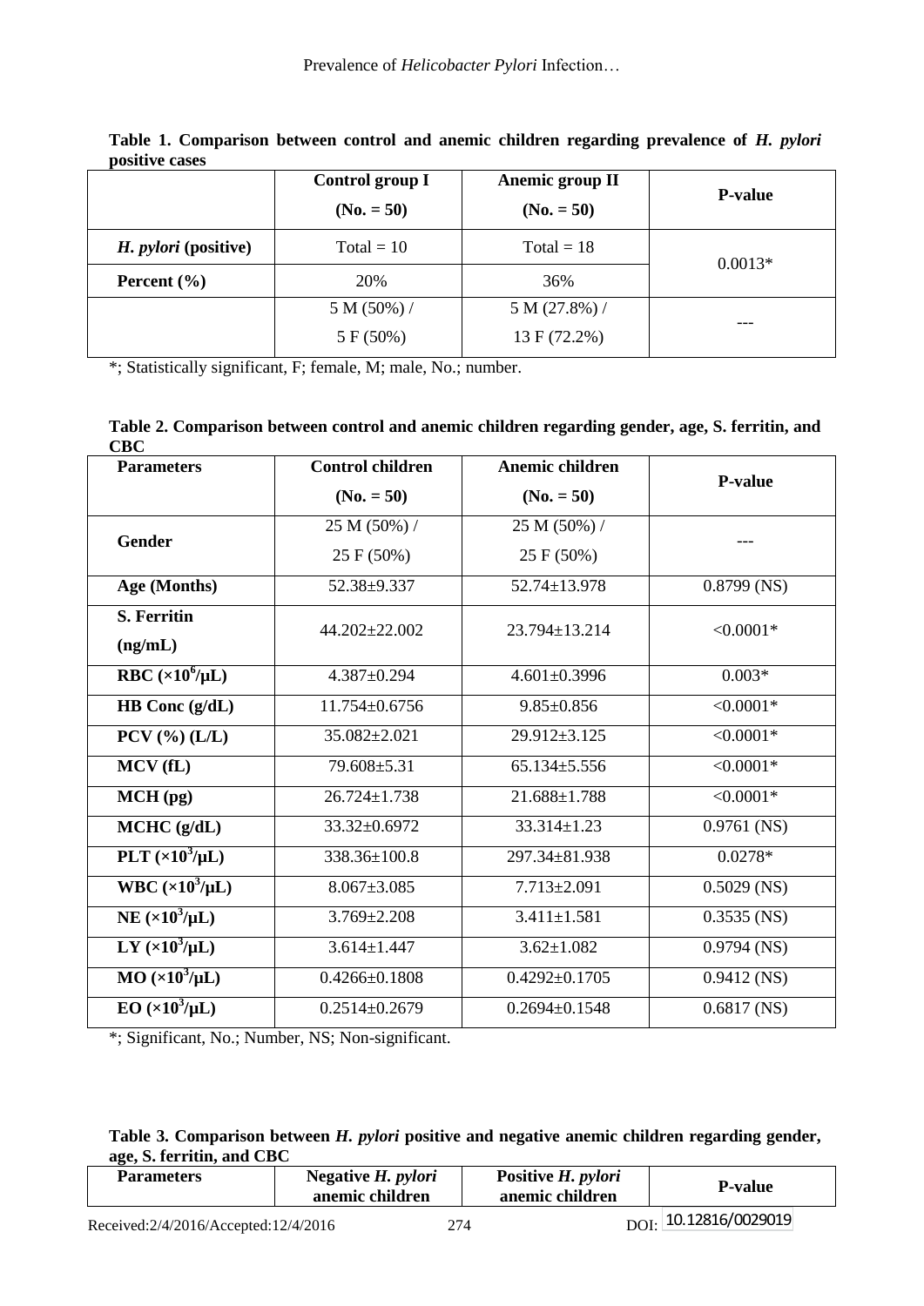**Table 1. Comparison between control and anemic children regarding prevalence of *H. pylori* positive cases**

| | Control group I (No. = 50) | Anemic group II (No. = 50) | P-value |
|---|---|---|---|
| *H. pylori* (positive) | Total = 10 | Total = 18 | 0.0013* |
| Percent (%) | 20% | 36% | |
| | 5 M (50%) / 5 F (50%) | 5 M (27.8%) / 13 F (72.2%) | --- |

*; Statistically significant, F; female, M; male, No.; number.

**Table 2. Comparison between control and anemic children regarding gender, age, S. ferritin, and CBC**

| Parameters | Control children (No. = 50) | Anemic children (No. = 50) | P-value |
|---|---|---|---|
| Gender | 25 M (50%) / 25 F (50%) | 25 M (50%) / 25 F (50%) | --- |
| Age (Months) | 52.38±9.337 | 52.74±13.978 | 0.8799 (NS) |
| S. Ferritin (ng/mL) | 44.202±22.002 | 23.794±13.214 | <0.0001* |
| RBC ($\times 10^6$/μL) | 4.387±0.294 | 4.601±0.3996 | 0.003* |
| HB Conc (g/dL) | 11.754±0.6756 | 9.85±0.856 | <0.0001* |
| PCV (%) (L/L) | 35.082±2.021 | 29.912±3.125 | <0.0001* |
| MCV (fL) | 79.608±5.31 | 65.134±5.556 | <0.0001* |
| MCH (pg) | 26.724±1.738 | 21.688±1.788 | <0.0001* |
| MCHC (g/dL) | 33.32±0.6972 | 33.314±1.23 | 0.9761 (NS) |
| PLT ($\times 10^3$/μL) | 338.36±100.8 | 297.34±81.938 | 0.0278* |
| WBC ($\times 10^3$/μL) | 8.067±3.085 | 7.713±2.091 | 0.5029 (NS) |
| NE ($\times 10^3$/μL) | 3.769±2.208 | 3.411±1.581 | 0.3535 (NS) |
| LY ($\times 10^3$/μL) | 3.614±1.447 | 3.62±1.082 | 0.9794 (NS) |
| MO ($\times 10^3$/μL) | 0.4266±0.1808 | 0.4292±0.1705 | 0.9412 (NS) |
| EO ($\times 10^3$/μL) | 0.2514±0.2679 | 0.2694±0.1548 | 0.6817 (NS) |

*; Significant, No.; Number, NS; Non-significant.

**Table 3. Comparison between *H. pylori* positive and negative anemic children regarding gender, age, S. ferritin, and CBC**

| Parameters | Negative *H. pylori* anemic children | Positive *H. pylori* anemic children | P-value |
|---|---|---|---|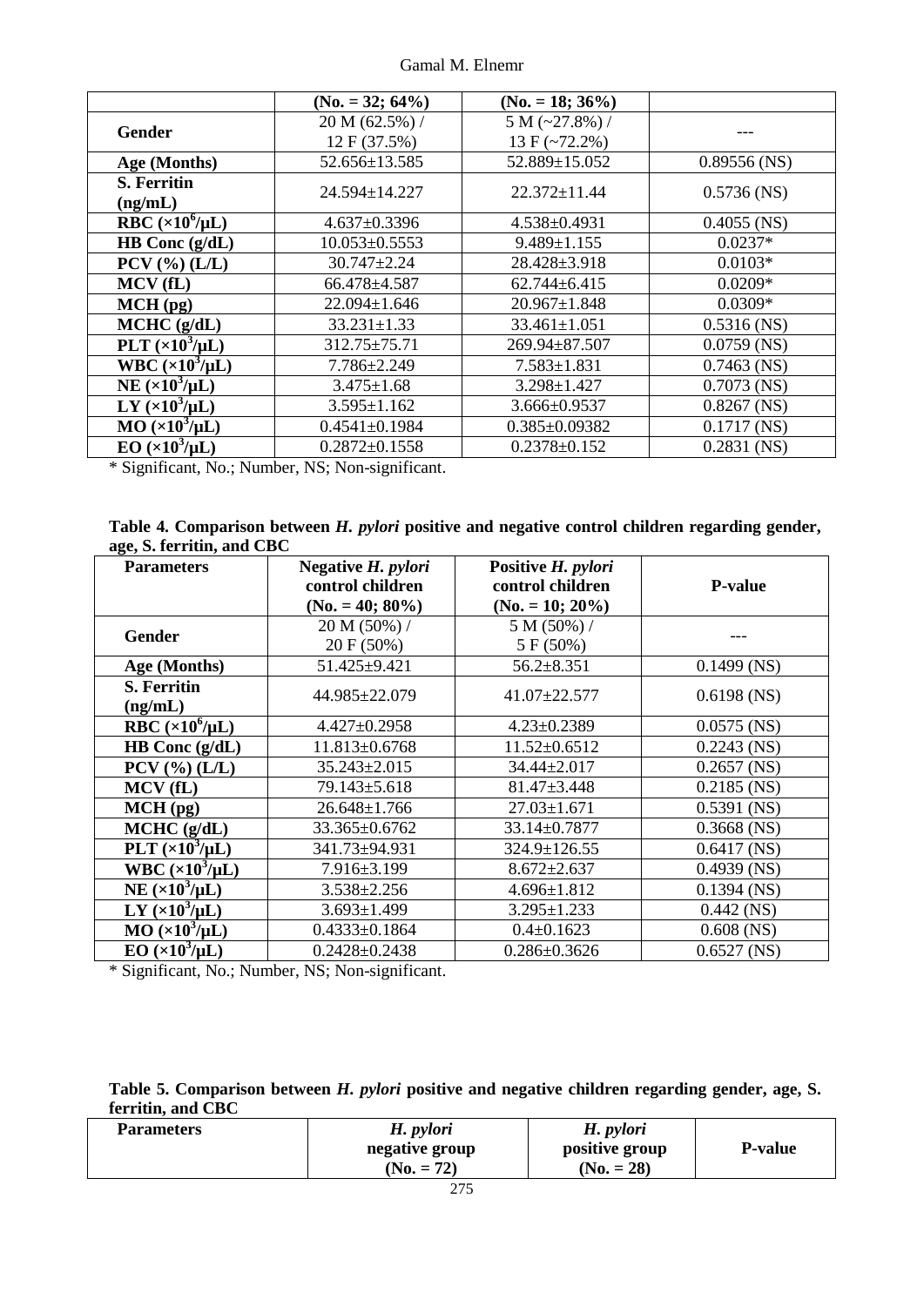|  | (No. = 32; 64%) | (No. = 18; 36%) |  |
|---|---|---|---|
| **Gender** | 20 M (62.5%) / 12 F (37.5%) | 5 M (~27.8%) / 13 F (~72.2%) | --- |
| **Age (Months)** | 52.656±13.585 | 52.889±15.052 | 0.89556 (NS) |
| **S. Ferritin (ng/mL)** | 24.594±14.227 | 22.372±11.44 | 0.5736 (NS) |
| **RBC ($\times10^6$/μL)** | 4.637±0.3396 | 4.538±0.4931 | 0.4055 (NS) |
| **HB Conc (g/dL)** | 10.053±0.5553 | 9.489±1.155 | 0.0237* |
| **PCV (%) (L/L)** | 30.747±2.24 | 28.428±3.918 | 0.0103* |
| **MCV (fL)** | 66.478±4.587 | 62.744±6.415 | 0.0209* |
| **MCH (pg)** | 22.094±1.646 | 20.967±1.848 | 0.0309* |
| **MCHC (g/dL)** | 33.231±1.33 | 33.461±1.051 | 0.5316 (NS) |
| **PLT ($\times10^3$/μL)** | 312.75±75.71 | 269.94±87.507 | 0.0759 (NS) |
| **WBC ($\times10^3$/μL)** | 7.786±2.249 | 7.583±1.831 | 0.7463 (NS) |
| **NE ($\times10^3$/μL)** | 3.475±1.68 | 3.298±1.427 | 0.7073 (NS) |
| **LY ($\times10^3$/μL)** | 3.595±1.162 | 3.666±0.9537 | 0.8267 (NS) |
| **MO ($\times10^3$/μL)** | 0.4541±0.1984 | 0.385±0.09382 | 0.1717 (NS) |
| **EO ($\times10^3$/μL)** | 0.2872±0.1558 | 0.2378±0.152 | 0.2831 (NS) |

* Significant, No.; Number, NS; Non-significant.

**Table 4. Comparison between *H. pylori* positive and negative control children regarding gender, age, S. ferritin, and CBC**

| Parameters | Negative *H. pylori* control children (No. = 40; 80%) | Positive *H. pylori* control children (No. = 10; 20%) | P-value |
|---|---|---|---|
| **Gender** | 20 M (50%) / 20 F (50%) | 5 M (50%) / 5 F (50%) | --- |
| **Age (Months)** | 51.425±9.421 | 56.2±8.351 | 0.1499 (NS) |
| **S. Ferritin (ng/mL)** | 44.985±22.079 | 41.07±22.577 | 0.6198 (NS) |
| **RBC ($\times10^6$/μL)** | 4.427±0.2958 | 4.23±0.2389 | 0.0575 (NS) |
| **HB Conc (g/dL)** | 11.813±0.6768 | 11.52±0.6512 | 0.2243 (NS) |
| **PCV (%) (L/L)** | 35.243±2.015 | 34.44±2.017 | 0.2657 (NS) |
| **MCV (fL)** | 79.143±5.618 | 81.47±3.448 | 0.2185 (NS) |
| **MCH (pg)** | 26.648±1.766 | 27.03±1.671 | 0.5391 (NS) |
| **MCHC (g/dL)** | 33.365±0.6762 | 33.14±0.7877 | 0.3668 (NS) |
| **PLT ($\times10^3$/μL)** | 341.73±94.931 | 324.9±126.55 | 0.6417 (NS) |
| **WBC ($\times10^3$/μL)** | 7.916±3.199 | 8.672±2.637 | 0.4939 (NS) |
| **NE ($\times10^3$/μL)** | 3.538±2.256 | 4.696±1.812 | 0.1394 (NS) |
| **LY ($\times10^3$/μL)** | 3.693±1.499 | 3.295±1.233 | 0.442 (NS) |
| **MO ($\times10^3$/μL)** | 0.4333±0.1864 | 0.4±0.1623 | 0.608 (NS) |
| **EO ($\times10^3$/μL)** | 0.2428±0.2438 | 0.286±0.3626 | 0.6527 (NS) |

* Significant, No.; Number, NS; Non-significant.

**Table 5. Comparison between *H. pylori* positive and negative children regarding gender, age, S. ferritin, and CBC**

| Parameters | *H. pylori* negative group (No. = 72) | *H. pylori* positive group (No. = 28) | P-value |
|---|---|---|---|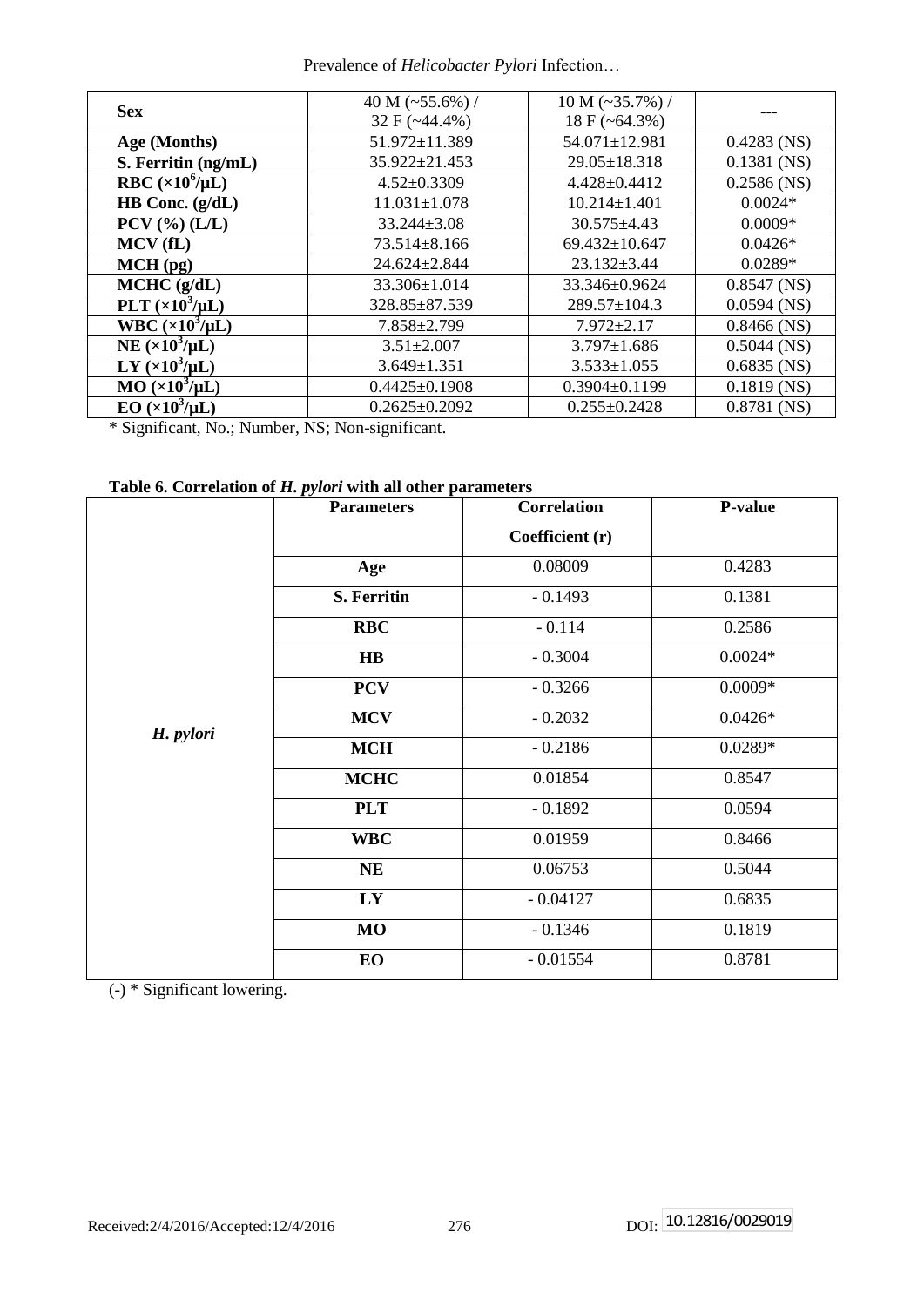| Sex | 40 M (~55.6%) / 32 F (~44.4%) | 10 M (~35.7%) / 18 F (~64.3%) | --- |
|---|---|---|---|
| **Age (Months)** | 51.972±11.389 | 54.071±12.981 | 0.4283 (NS) |
| **S. Ferritin (ng/mL)** | 35.922±21.453 | 29.05±18.318 | 0.1381 (NS) |
| **RBC ($\times10^6$/μL)** | 4.52±0.3309 | 4.428±0.4412 | 0.2586 (NS) |
| **HB Conc. (g/dL)** | 11.031±1.078 | 10.214±1.401 | 0.0024* |
| **PCV (%) (L/L)** | 33.244±3.08 | 30.575±4.43 | 0.0009* |
| **MCV (fL)** | 73.514±8.166 | 69.432±10.647 | 0.0426* |
| **MCH (pg)** | 24.624±2.844 | 23.132±3.44 | 0.0289* |
| **MCHC (g/dL)** | 33.306±1.014 | 33.346±0.9624 | 0.8547 (NS) |
| **PLT ($\times10^3$/μL)** | 328.85±87.539 | 289.57±104.3 | 0.0594 (NS) |
| **WBC ($\times10^3$/μL)** | 7.858±2.799 | 7.972±2.17 | 0.8466 (NS) |
| **NE ($\times10^3$/μL)** | 3.51±2.007 | 3.797±1.686 | 0.5044 (NS) |
| **LY ($\times10^3$/μL)** | 3.649±1.351 | 3.533±1.055 | 0.6835 (NS) |
| **MO ($\times10^3$/μL)** | 0.4425±0.1908 | 0.3904±0.1199 | 0.1819 (NS) |
| **EO ($\times10^3$/μL)** | 0.2625±0.2092 | 0.255±0.2428 | 0.8781 (NS) |

\* Significant, No.; Number, NS; Non-significant.

**Table 6. Correlation of *H. pylori* with all other parameters**

| | **Parameters** | **Correlation Coefficient (r)** | **P-value** |
|---|---|---|---|
| ***H. pylori*** | **Age** | 0.08009 | 0.4283 |
| | **S. Ferritin** | - 0.1493 | 0.1381 |
| | **RBC** | - 0.114 | 0.2586 |
| | **HB** | - 0.3004 | 0.0024* |
| | **PCV** | - 0.3266 | 0.0009* |
| | **MCV** | - 0.2032 | 0.0426* |
| | **MCH** | - 0.2186 | 0.0289* |
| | **MCHC** | 0.01854 | 0.8547 |
| | **PLT** | - 0.1892 | 0.0594 |
| | **WBC** | 0.01959 | 0.8466 |
| | **NE** | 0.06753 | 0.5044 |
| | **LY** | - 0.04127 | 0.6835 |
| | **MO** | - 0.1346 | 0.1819 |
| | **EO** | - 0.01554 | 0.8781 |

(-) * Significant lowering.

Received:2/4/2016/Accepted:12/4/2016 DOI: 10.12816/0029019